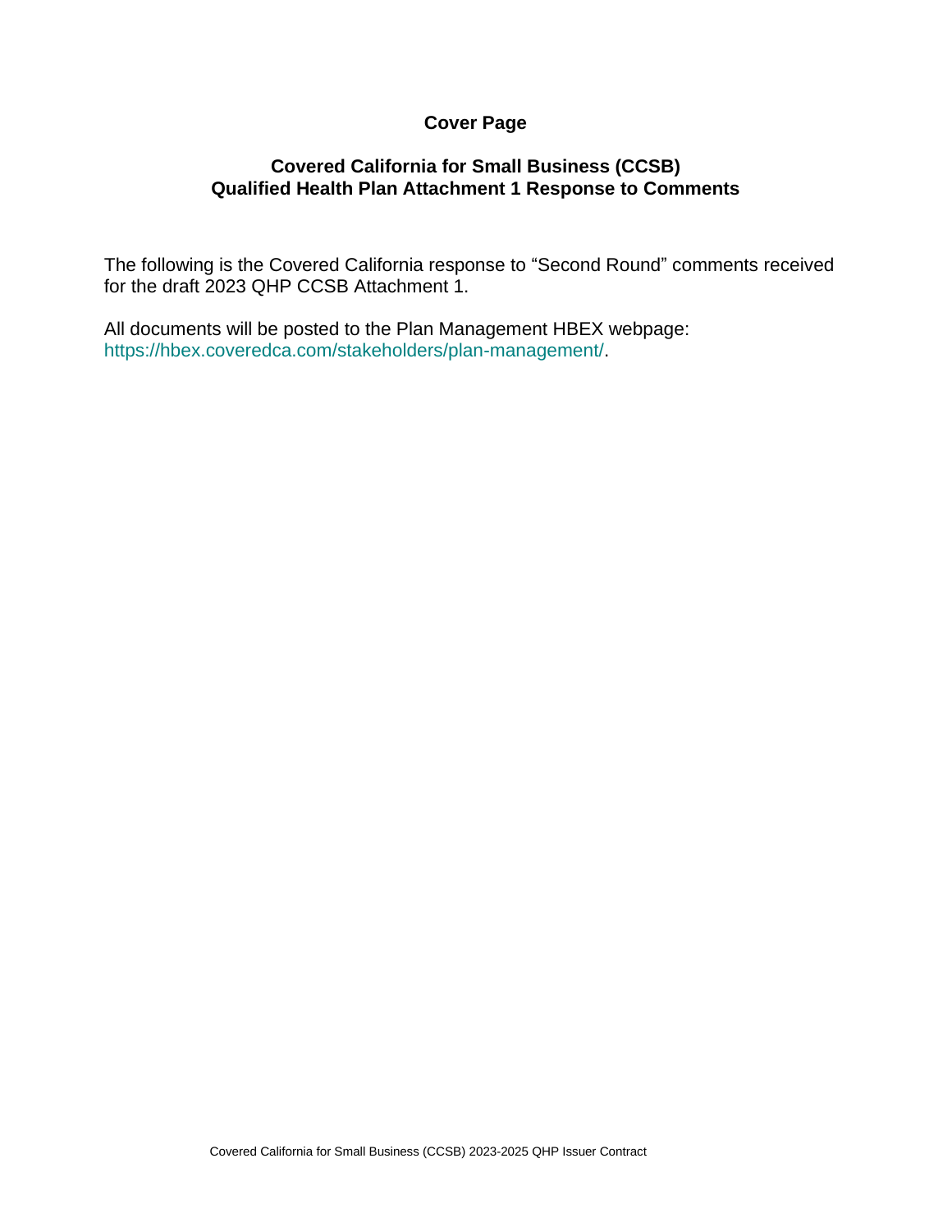# Cover Page

## Covered California for Small Business (CCSB) Qualified Health Plan Attachment 1 Response to Comments

The following is the Covered California response to “Second Round” comments received for the draft 2023 QHP CCSB Attachment 1.

All documents will be posted to the Plan Management HBEX webpage: https://hbex.coveredca.com/stakeholders/plan-management/.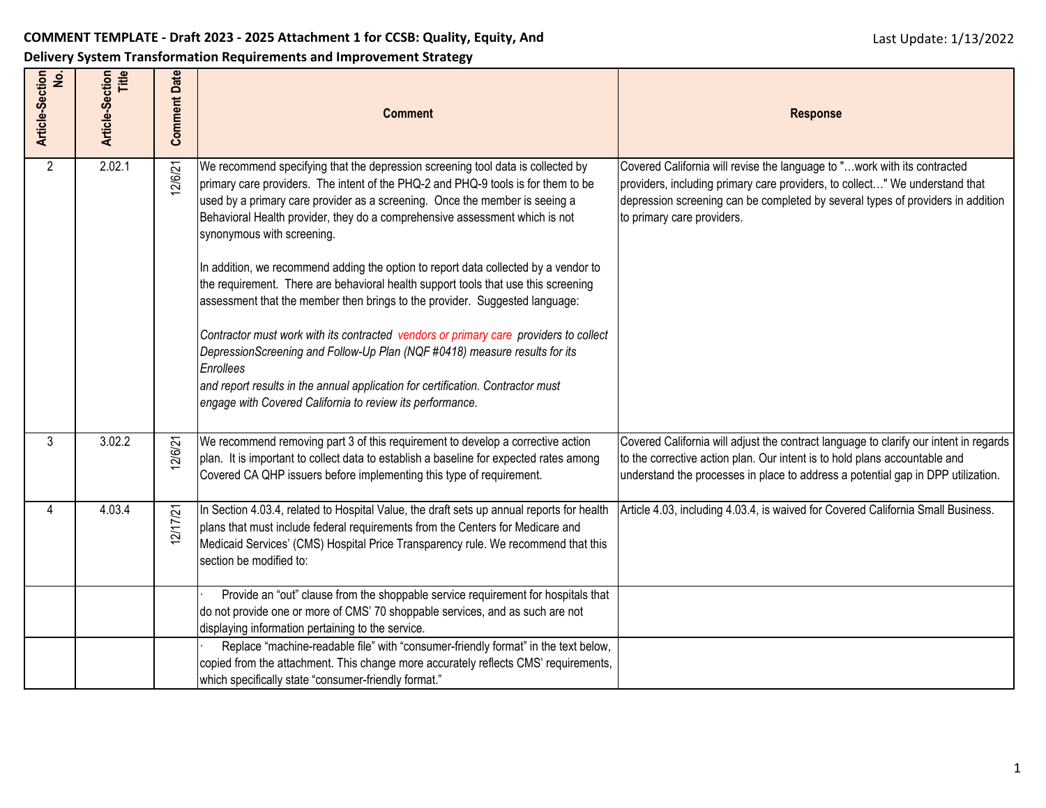**COMMENT TEMPLATE - Draft 2023 - 2025 Attachment 1 for CCSB: Quality, Equity, And Delivery System Transformation Requirements and Improvement Strategy**

Last Update: 1/13/2022

| Article-Section No. | Article-Section Title | Comment Date | Comment | Response |
|---|---|---|---|---|
| 2 | 2.02.1 | 12/6/21 | We recommend specifying that the depression screening tool data is collected by primary care providers. The intent of the PHQ-2 and PHQ-9 tools is for them to be used by a primary care provider as a screening. Once the member is seeing a Behavioral Health provider, they do a comprehensive assessment which is not synonymous with screening.<br><br>In addition, we recommend adding the option to report data collected by a vendor to the requirement. There are behavioral health support tools that use this screening assessment that the member then brings to the provider. Suggested language:<br><br>*Contractor must work with its contracted vendors or primary care providers to collect DepressionScreening and Follow-Up Plan (NQF #0418) measure results for its Enrollees and report results in the annual application for certification. Contractor must engage with Covered California to review its performance.* | Covered California will revise the language to "…work with its contracted providers, including primary care providers, to collect…" We understand that depression screening can be completed by several types of providers in addition to primary care providers. |
| 3 | 3.02.2 | 12/6/21 | We recommend removing part 3 of this requirement to develop a corrective action plan. It is important to collect data to establish a baseline for expected rates among Covered CA QHP issuers before implementing this type of requirement. | Covered California will adjust the contract language to clarify our intent in regards to the corrective action plan. Our intent is to hold plans accountable and understand the processes in place to address a potential gap in DPP utilization. |
| 4 | 4.03.4 | 12/17/21 | In Section 4.03.4, related to Hospital Value, the draft sets up annual reports for health plans that must include federal requirements from the Centers for Medicare and Medicaid Services' (CMS) Hospital Price Transparency rule. We recommend that this section be modified to: | Article 4.03, including 4.03.4, is waived for Covered California Small Business. |
| | | | · Provide an "out" clause from the shoppable service requirement for hospitals that do not provide one or more of CMS' 70 shoppable services, and as such are not displaying information pertaining to the service. | |
| | | | · Replace "machine-readable file" with "consumer-friendly format" in the text below, copied from the attachment. This change more accurately reflects CMS' requirements, which specifically state "consumer-friendly format." | |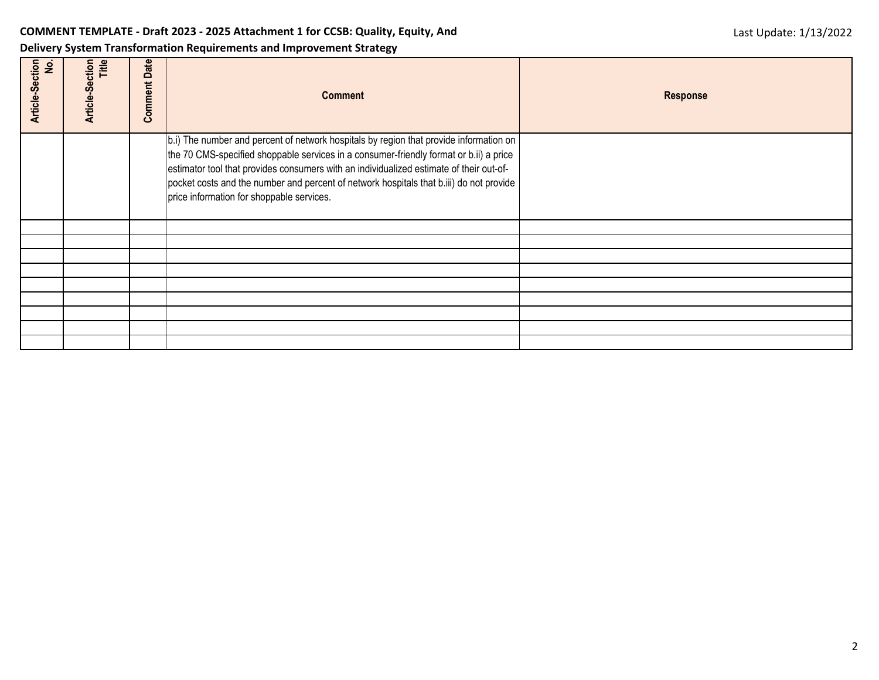| Article-Section No. | Article-Section Title | Comment Date | Comment | Response |
| --- | --- | --- | --- | --- |
| | | | b.i) The number and percent of network hospitals by region that provide information on the 70 CMS-specified shoppable services in a consumer-friendly format or b.ii) a price estimator tool that provides consumers with an individualized estimate of their out-of-pocket costs and the number and percent of network hospitals that b.iii) do not provide price information for shoppable services. | |
| | | | | |
| | | | | |
| | | | | |
| | | | | |
| | | | | |
| | | | | |
| | | | | |
| | | | | |
| | | | | |